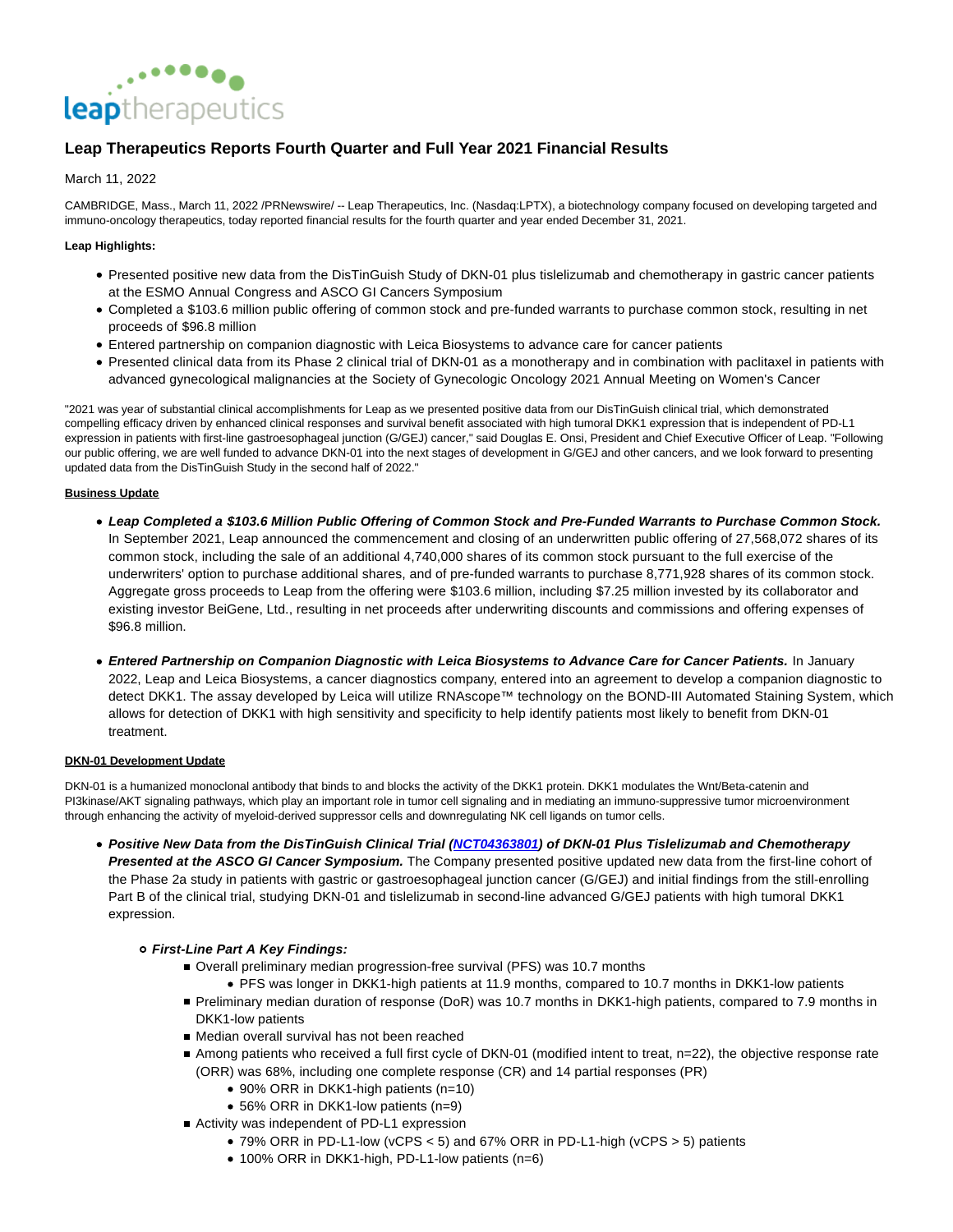# Leap Therapeutics Reports Fourth Quarter and Full Year 2021 Financial Results

March 11, 2022

CAMBRIDGE, Mass., March 11, 2022 /PRNewswire/ -- Leap Therapeutics, Inc. (Nasdaq:LPTX), a biotechnology company focused on developing targeted and immuno-oncology therapeutics, today reported financial results for the fourth quarter and year ended December 31, 2021.

**Leap Highlights:**

- Presented positive new data from the DisTinGuish Study of DKN-01 plus tislelizumab and chemotherapy in gastric cancer patients at the ESMO Annual Congress and ASCO GI Cancers Symposium
- Completed a $103.6 million public offering of common stock and pre-funded warrants to purchase common stock, resulting in net proceeds of $96.8 million
- Entered partnership on companion diagnostic with Leica Biosystems to advance care for cancer patients
- Presented clinical data from its Phase 2 clinical trial of DKN-01 as a monotherapy and in combination with paclitaxel in patients with advanced gynecological malignancies at the Society of Gynecologic Oncology 2021 Annual Meeting on Women's Cancer

"2021 was year of substantial clinical accomplishments for Leap as we presented positive data from our DisTinGuish clinical trial, which demonstrated compelling efficacy driven by enhanced clinical responses and survival benefit associated with high tumoral DKK1 expression that is independent of PD-L1 expression in patients with first-line gastroesophageal junction (G/GEJ) cancer," said Douglas E. Onsi, President and Chief Executive Officer of Leap. "Following our public offering, we are well funded to advance DKN-01 into the next stages of development in G/GEJ and other cancers, and we look forward to presenting updated data from the DisTinGuish Study in the second half of 2022."

**Business Update**

- ***Leap Completed a $103.6 Million Public Offering of Common Stock and Pre-Funded Warrants to Purchase Common Stock.*** In September 2021, Leap announced the commencement and closing of an underwritten public offering of 27,568,072 shares of its common stock, including the sale of an additional 4,740,000 shares of its common stock pursuant to the full exercise of the underwriters' option to purchase additional shares, and of pre-funded warrants to purchase 8,771,928 shares of its common stock. Aggregate gross proceeds to Leap from the offering were $103.6 million, including $7.25 million invested by its collaborator and existing investor BeiGene, Ltd., resulting in net proceeds after underwriting discounts and commissions and offering expenses of $96.8 million.

- ***Entered Partnership on Companion Diagnostic with Leica Biosystems to Advance Care for Cancer Patients.*** In January 2022, Leap and Leica Biosystems, a cancer diagnostics company, entered into an agreement to develop a companion diagnostic to detect DKK1. The assay developed by Leica will utilize RNAscope™ technology on the BOND-III Automated Staining System, which allows for detection of DKK1 with high sensitivity and specificity to help identify patients most likely to benefit from DKN-01 treatment.

**DKN-01 Development Update**

DKN-01 is a humanized monoclonal antibody that binds to and blocks the activity of the DKK1 protein. DKK1 modulates the Wnt/Beta-catenin and PI3kinase/AKT signaling pathways, which play an important role in tumor cell signaling and in mediating an immuno-suppressive tumor microenvironment through enhancing the activity of myeloid-derived suppressor cells and downregulating NK cell ligands on tumor cells.

- ***Positive New Data from the DisTinGuish Clinical Trial (NCT04363801) of DKN-01 Plus Tislelizumab and Chemotherapy Presented at the ASCO GI Cancer Symposium.*** The Company presented positive updated new data from the first-line cohort of the Phase 2a study in patients with gastric or gastroesophageal junction cancer (G/GEJ) and initial findings from the still-enrolling Part B of the clinical trial, studying DKN-01 and tislelizumab in second-line advanced G/GEJ patients with high tumoral DKK1 expression.

  - ***First-Line Part A Key Findings:***
    - Overall preliminary median progression-free survival (PFS) was 10.7 months
      - PFS was longer in DKK1-high patients at 11.9 months, compared to 10.7 months in DKK1-low patients
    - Preliminary median duration of response (DoR) was 10.7 months in DKK1-high patients, compared to 7.9 months in DKK1-low patients
    - Median overall survival has not been reached
    - Among patients who received a full first cycle of DKN-01 (modified intent to treat, n=22), the objective response rate (ORR) was 68%, including one complete response (CR) and 14 partial responses (PR)
      - 90% ORR in DKK1-high patients (n=10)
      - 56% ORR in DKK1-low patients (n=9)
    - Activity was independent of PD-L1 expression
      - 79% ORR in PD-L1-low (vCPS < 5) and 67% ORR in PD-L1-high (vCPS > 5) patients
      - 100% ORR in DKK1-high, PD-L1-low patients (n=6)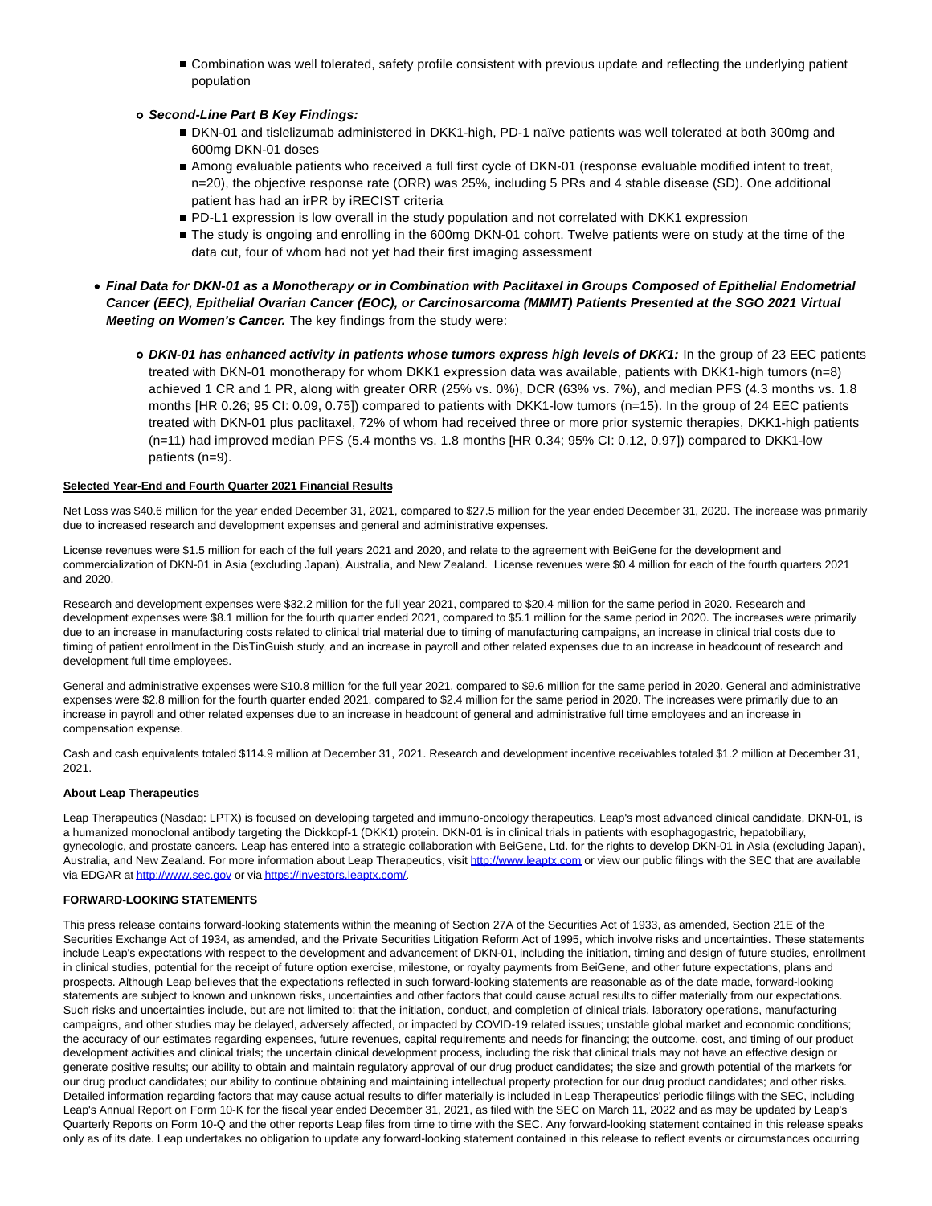- Combination was well tolerated, safety profile consistent with previous update and reflecting the underlying patient population

  - ***Second-Line Part B Key Findings:***
    - DKN-01 and tislelizumab administered in DKK1-high, PD-1 naïve patients was well tolerated at both 300mg and 600mg DKN-01 doses
    - Among evaluable patients who received a full first cycle of DKN-01 (response evaluable modified intent to treat, n=20), the objective response rate (ORR) was 25%, including 5 PRs and 4 stable disease (SD). One additional patient has had an irPR by iRECIST criteria
    - PD-L1 expression is low overall in the study population and not correlated with DKK1 expression
    - The study is ongoing and enrolling in the 600mg DKN-01 cohort. Twelve patients were on study at the time of the data cut, four of whom had not yet had their first imaging assessment

- ***Final Data for DKN-01 as a Monotherapy or in Combination with Paclitaxel in Groups Composed of Epithelial Endometrial Cancer (EEC), Epithelial Ovarian Cancer (EOC), or Carcinosarcoma (MMMT) Patients Presented at the SGO 2021 Virtual Meeting on Women's Cancer.*** The key findings from the study were:

  - ***DKN-01 has enhanced activity in patients whose tumors express high levels of DKK1:*** In the group of 23 EEC patients treated with DKN-01 monotherapy for whom DKK1 expression data was available, patients with DKK1-high tumors (n=8) achieved 1 CR and 1 PR, along with greater ORR (25% vs. 0%), DCR (63% vs. 7%), and median PFS (4.3 months vs. 1.8 months [HR 0.26; 95 CI: 0.09, 0.75]) compared to patients with DKK1-low tumors (n=15). In the group of 24 EEC patients treated with DKN-01 plus paclitaxel, 72% of whom had received three or more prior systemic therapies, DKK1-high patients (n=11) had improved median PFS (5.4 months vs. 1.8 months [HR 0.34; 95% CI: 0.12, 0.97]) compared to DKK1-low patients (n=9).

**Selected Year-End and Fourth Quarter 2021 Financial Results**

Net Loss was $40.6 million for the year ended December 31, 2021, compared to $27.5 million for the year ended December 31, 2020. The increase was primarily due to increased research and development expenses and general and administrative expenses.

License revenues were $1.5 million for each of the full years 2021 and 2020, and relate to the agreement with BeiGene for the development and commercialization of DKN-01 in Asia (excluding Japan), Australia, and New Zealand. License revenues were $0.4 million for each of the fourth quarters 2021 and 2020.

Research and development expenses were $32.2 million for the full year 2021, compared to $20.4 million for the same period in 2020. Research and development expenses were $8.1 million for the fourth quarter ended 2021, compared to $5.1 million for the same period in 2020. The increases were primarily due to an increase in manufacturing costs related to clinical trial material due to timing of manufacturing campaigns, an increase in clinical trial costs due to timing of patient enrollment in the DisTinGuish study, and an increase in payroll and other related expenses due to an increase in headcount of research and development full time employees.

General and administrative expenses were $10.8 million for the full year 2021, compared to $9.6 million for the same period in 2020. General and administrative expenses were $2.8 million for the fourth quarter ended 2021, compared to $2.4 million for the same period in 2020. The increases were primarily due to an increase in payroll and other related expenses due to an increase in headcount of general and administrative full time employees and an increase in compensation expense.

Cash and cash equivalents totaled $114.9 million at December 31, 2021. Research and development incentive receivables totaled $1.2 million at December 31, 2021.

**About Leap Therapeutics**

Leap Therapeutics (Nasdaq: LPTX) is focused on developing targeted and immuno-oncology therapeutics. Leap's most advanced clinical candidate, DKN-01, is a humanized monoclonal antibody targeting the Dickkopf-1 (DKK1) protein. DKN-01 is in clinical trials in patients with esophagogastric, hepatobiliary, gynecologic, and prostate cancers. Leap has entered into a strategic collaboration with BeiGene, Ltd. for the rights to develop DKN-01 in Asia (excluding Japan), Australia, and New Zealand. For more information about Leap Therapeutics, visit http://www.leaptx.com or view our public filings with the SEC that are available via EDGAR at http://www.sec.gov or via https://investors.leaptx.com/.

**FORWARD-LOOKING STATEMENTS**

This press release contains forward-looking statements within the meaning of Section 27A of the Securities Act of 1933, as amended, Section 21E of the Securities Exchange Act of 1934, as amended, and the Private Securities Litigation Reform Act of 1995, which involve risks and uncertainties. These statements include Leap's expectations with respect to the development and advancement of DKN-01, including the initiation, timing and design of future studies, enrollment in clinical studies, potential for the receipt of future option exercise, milestone, or royalty payments from BeiGene, and other future expectations, plans and prospects. Although Leap believes that the expectations reflected in such forward-looking statements are reasonable as of the date made, forward-looking statements are subject to known and unknown risks, uncertainties and other factors that could cause actual results to differ materially from our expectations. Such risks and uncertainties include, but are not limited to: that the initiation, conduct, and completion of clinical trials, laboratory operations, manufacturing campaigns, and other studies may be delayed, adversely affected, or impacted by COVID-19 related issues; unstable global market and economic conditions; the accuracy of our estimates regarding expenses, future revenues, capital requirements and needs for financing; the outcome, cost, and timing of our product development activities and clinical trials; the uncertain clinical development process, including the risk that clinical trials may not have an effective design or generate positive results; our ability to obtain and maintain regulatory approval of our drug product candidates; the size and growth potential of the markets for our drug product candidates; our ability to continue obtaining and maintaining intellectual property protection for our drug product candidates; and other risks. Detailed information regarding factors that may cause actual results to differ materially is included in Leap Therapeutics' periodic filings with the SEC, including Leap's Annual Report on Form 10-K for the fiscal year ended December 31, 2021, as filed with the SEC on March 11, 2022 and as may be updated by Leap's Quarterly Reports on Form 10-Q and the other reports Leap files from time to time with the SEC. Any forward-looking statement contained in this release speaks only as of its date. Leap undertakes no obligation to update any forward-looking statement contained in this release to reflect events or circumstances occurring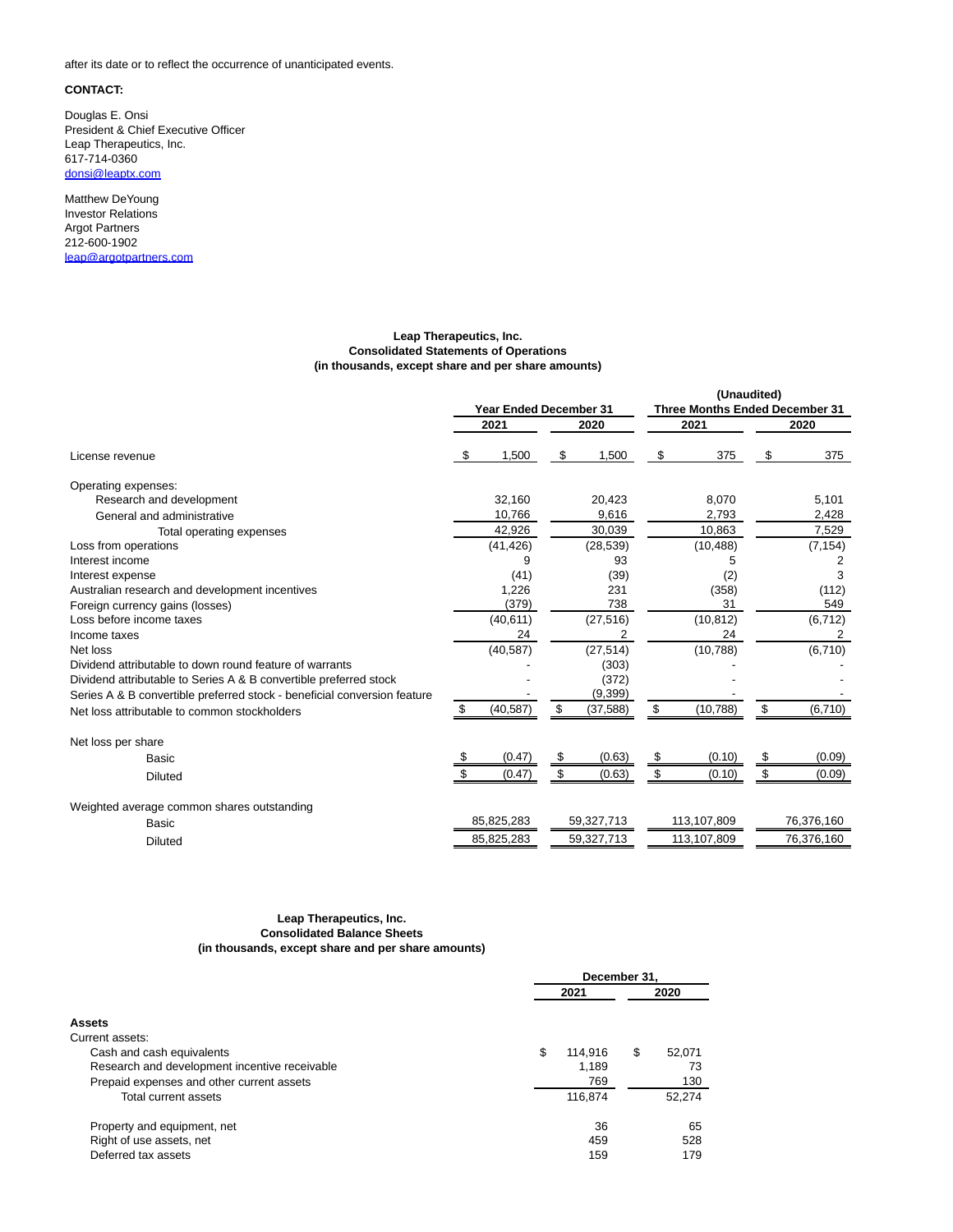after its date or to reflect the occurrence of unanticipated events.

**CONTACT:**

Douglas E. Onsi
President & Chief Executive Officer
Leap Therapeutics, Inc.
617-714-0360
donsi@leaptx.com

Matthew DeYoung
Investor Relations
Argot Partners
212-600-1902
leap@argotpartners.com

**Leap Therapeutics, Inc.**
**Consolidated Statements of Operations**
**(in thousands, except share and per share amounts)**

| | Year Ended December 31 | | (Unaudited) Three Months Ended December 31 | |
|---|---|---|---|---|
| | 2021 | 2020 | 2021 | 2020 |
| License revenue | $ 1,500 | $ 1,500 | $ 375 | $ 375 |
| Operating expenses: | | | | |
| Research and development | 32,160 | 20,423 | 8,070 | 5,101 |
| General and administrative | 10,766 | 9,616 | 2,793 | 2,428 |
| Total operating expenses | 42,926 | 30,039 | 10,863 | 7,529 |
| Loss from operations | (41,426) | (28,539) | (10,488) | (7,154) |
| Interest income | 9 | 93 | 5 | 2 |
| Interest expense | (41) | (39) | (2) | 3 |
| Australian research and development incentives | 1,226 | 231 | (358) | (112) |
| Foreign currency gains (losses) | (379) | 738 | 31 | 549 |
| Loss before income taxes | (40,611) | (27,516) | (10,812) | (6,712) |
| Income taxes | 24 | 2 | 24 | 2 |
| Net loss | (40,587) | (27,514) | (10,788) | (6,710) |
| Dividend attributable to down round feature of warrants | - | (303) | - | - |
| Dividend attributable to Series A & B convertible preferred stock | - | (372) | - | - |
| Series A & B convertible preferred stock - beneficial conversion feature | - | (9,399) | - | - |
| Net loss attributable to common stockholders | $ (40,587) | $ (37,588) | $ (10,788) | $ (6,710) |
| Net loss per share | | | | |
| Basic | $ (0.47) | $ (0.63) | $ (0.10) | $ (0.09) |
| Diluted | $ (0.47) | $ (0.63) | $ (0.10) | $ (0.09) |
| Weighted average common shares outstanding | | | | |
| Basic | 85,825,283 | 59,327,713 | 113,107,809 | 76,376,160 |
| Diluted | 85,825,283 | 59,327,713 | 113,107,809 | 76,376,160 |

**Leap Therapeutics, Inc.**
**Consolidated Balance Sheets**
**(in thousands, except share and per share amounts)**

| | December 31, | |
|---|---|---|
| | 2021 | 2020 |
| **Assets** | | |
| Current assets: | | |
| Cash and cash equivalents | $ 114,916 | $ 52,071 |
| Research and development incentive receivable | 1,189 | 73 |
| Prepaid expenses and other current assets | 769 | 130 |
| Total current assets | 116,874 | 52,274 |
| Property and equipment, net | 36 | 65 |
| Right of use assets, net | 459 | 528 |
| Deferred tax assets | 159 | 179 |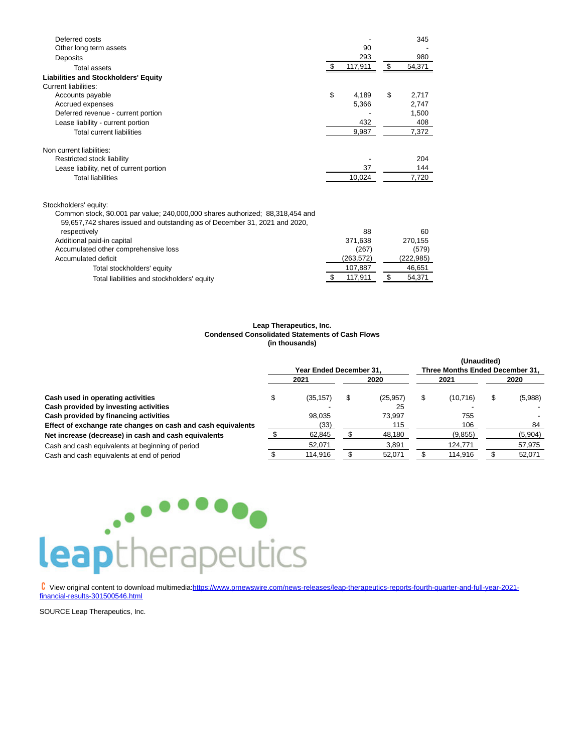| | 2021 | 2020 |
|---|---|---|
| Deferred costs | - | 345 |
| Other long term assets | 90 | - |
| Deposits | 293 | 980 |
| Total assets | $ 117,911 | $ 54,371 |
| **Liabilities and Stockholders' Equity** | | |
| Current liabilities: | | |
| Accounts payable | $ 4,189 | $ 2,717 |
| Accrued expenses | 5,366 | 2,747 |
| Deferred revenue - current portion | - | 1,500 |
| Lease liability - current portion | 432 | 408 |
| Total current liabilities | 9,987 | 7,372 |
| Non current liabilities: | | |
| Restricted stock liability | - | 204 |
| Lease liability, net of current portion | 37 | 144 |
| Total liabilities | 10,024 | 7,720 |
| Stockholders' equity: | | |
| Common stock, $0.001 par value; 240,000,000 shares authorized; 88,318,454 and 59,657,742 shares issued and outstanding as of December 31, 2021 and 2020, respectively | 88 | 60 |
| Additional paid-in capital | 371,638 | 270,155 |
| Accumulated other comprehensive loss | (267) | (579) |
| Accumulated deficit | (263,572) | (222,985) |
| Total stockholders' equity | 107,887 | 46,651 |
| Total liabilities and stockholders' equity | $ 117,911 | $ 54,371 |

**Leap Therapeutics, Inc.**
**Condensed Consolidated Statements of Cash Flows**
**(in thousands)**

| | Year Ended December 31, | | (Unaudited) Three Months Ended December 31, | |
|---|---|---|---|---|
| | 2021 | 2020 | 2021 | 2020 |
| **Cash used in operating activities** | $ (35,157) | $ (25,957) | $ (10,716) | $ (5,988) |
| **Cash provided by investing activities** | - | 25 | - | - |
| **Cash provided by financing activities** | 98,035 | 73,997 | 755 | - |
| **Effect of exchange rate changes on cash and cash equivalents** | (33) | 115 | 106 | 84 |
| **Net increase (decrease) in cash and cash equivalents** | $ 62,845 | $ 48,180 | (9,855) | (5,904) |
| Cash and cash equivalents at beginning of period | 52,071 | 3,891 | 124,771 | 57,975 |
| Cash and cash equivalents at end of period | $ 114,916 | $ 52,071 | $ 114,916 | $ 52,071 |

leaptherapeutics

View original content to download multimedia:https://www.prnewswire.com/news-releases/leap-therapeutics-reports-fourth-quarter-and-full-year-2021-financial-results-301500546.html

SOURCE Leap Therapeutics, Inc.